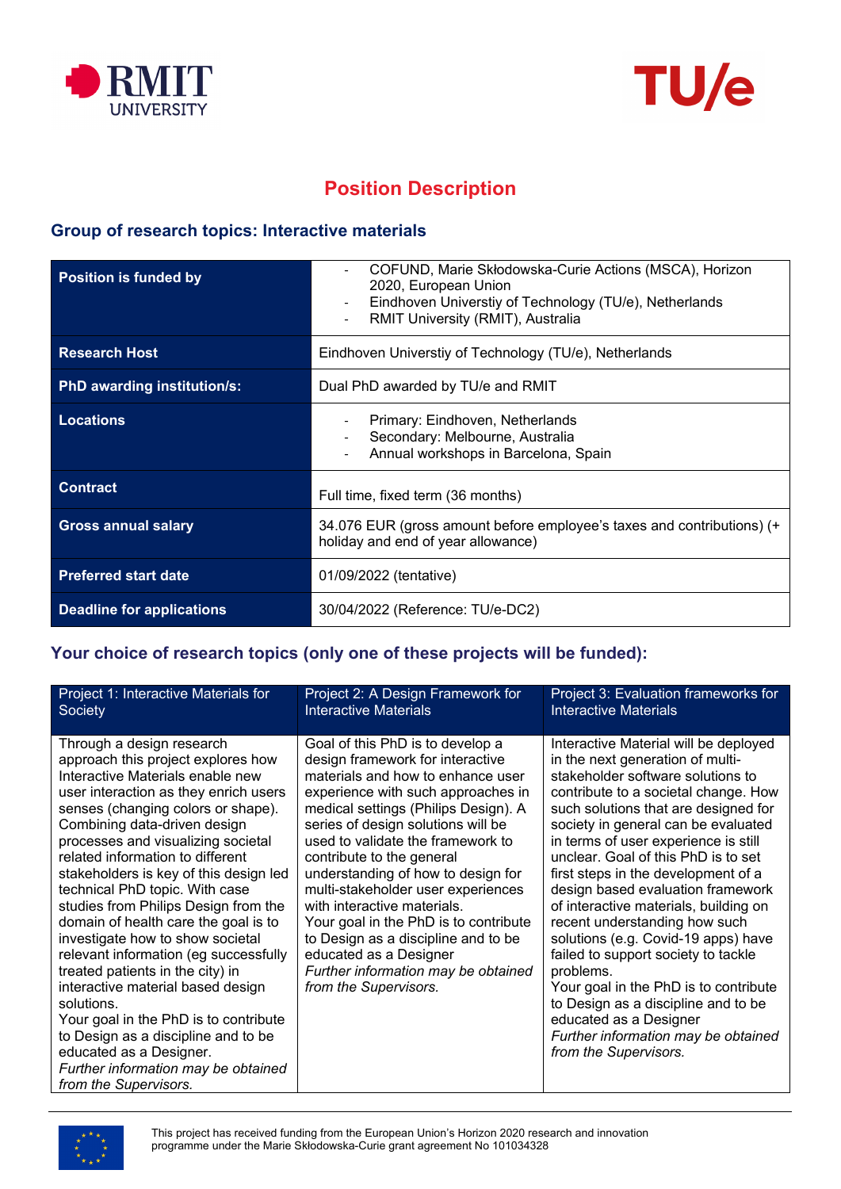# Position Description

## Group of research topics: Interactive materials

| **Position is funded by** | - COFUND, Marie Skłodowska-Curie Actions (MSCA), Horizon 2020, European Union<br>- Eindhoven Universtiy of Technology (TU/e), Netherlands<br>- RMIT University (RMIT), Australia |
|---|---|
| **Research Host** | Eindhoven Universtiy of Technology (TU/e), Netherlands |
| **PhD awarding institution/s:** | Dual PhD awarded by TU/e and RMIT |
| **Locations** | - Primary: Eindhoven, Netherlands<br>- Secondary: Melbourne, Australia<br>- Annual workshops in Barcelona, Spain |
| **Contract** | Full time, fixed term (36 months) |
| **Gross annual salary** | 34.076 EUR (gross amount before employee's taxes and contributions) (+ holiday and end of year allowance) |
| **Preferred start date** | 01/09/2022 (tentative) |
| **Deadline for applications** | 30/04/2022 (Reference: TU/e-DC2) |

## Your choice of research topics (only one of these projects will be funded):

| Project 1: Interactive Materials for Society | Project 2: A Design Framework for Interactive Materials | Project 3: Evaluation frameworks for Interactive Materials |
|---|---|---|
| Through a design research approach this project explores how Interactive Materials enable new user interaction as they enrich users senses (changing colors or shape). Combining data-driven design processes and visualizing societal related information to different stakeholders is key of this design led technical PhD topic. With case studies from Philips Design from the domain of health care the goal is to investigate how to show societal relevant information (eg successfully treated patients in the city) in interactive material based design solutions.<br>Your goal in the PhD is to contribute to Design as a discipline and to be educated as a Designer.<br>*Further information may be obtained from the Supervisors.* | Goal of this PhD is to develop a design framework for interactive materials and how to enhance user experience with such approaches in medical settings (Philips Design). A series of design solutions will be used to validate the framework to contribute to the general understanding of how to design for multi-stakeholder user experiences with interactive materials.<br>Your goal in the PhD is to contribute to Design as a discipline and to be educated as a Designer<br>*Further information may be obtained from the Supervisors.* | Interactive Material will be deployed in the next generation of multi-stakeholder software solutions to contribute to a societal change. How such solutions that are designed for society in general can be evaluated in terms of user experience is still unclear. Goal of this PhD is to set first steps in the development of a design based evaluation framework of interactive materials, building on recent understanding how such solutions (e.g. Covid-19 apps) have failed to support society to tackle problems.<br>Your goal in the PhD is to contribute to Design as a discipline and to be educated as a Designer<br>*Further information may be obtained from the Supervisors.* |

This project has received funding from the European Union's Horizon 2020 research and innovation programme under the Marie Skłodowska-Curie grant agreement No 101034328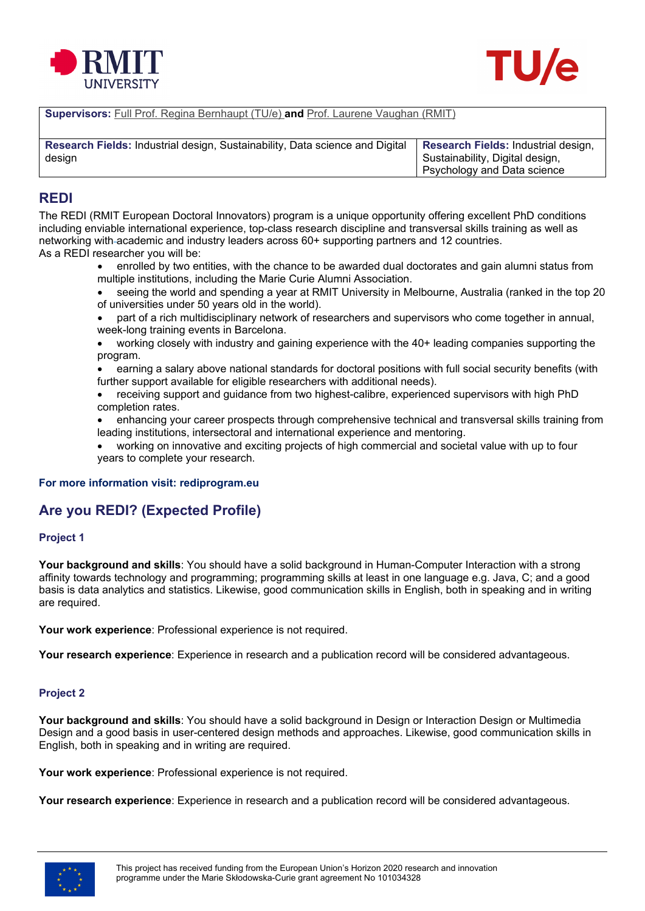| **Supervisors:** Full Prof. Regina Bernhaupt (TU/e) **and** Prof. Laurene Vaughan (RMIT) | |
|---|---|
| **Research Fields:** Industrial design, Sustainability, Data science and Digital design | **Research Fields:** Industrial design, Sustainability, Digital design, Psychology and Data science |

## REDI

The REDI (RMIT European Doctoral Innovators) program is a unique opportunity offering excellent PhD conditions including enviable international experience, top-class research discipline and transversal skills training as well as networking with academic and industry leaders across 60+ supporting partners and 12 countries.
As a REDI researcher you will be:

- enrolled by two entities, with the chance to be awarded dual doctorates and gain alumni status from multiple institutions, including the Marie Curie Alumni Association.
- seeing the world and spending a year at RMIT University in Melbourne, Australia (ranked in the top 20 of universities under 50 years old in the world).
- part of a rich multidisciplinary network of researchers and supervisors who come together in annual, week-long training events in Barcelona.
- working closely with industry and gaining experience with the 40+ leading companies supporting the program.
- earning a salary above national standards for doctoral positions with full social security benefits (with further support available for eligible researchers with additional needs).
- receiving support and guidance from two highest-calibre, experienced supervisors with high PhD completion rates.
- enhancing your career prospects through comprehensive technical and transversal skills training from leading institutions, intersectoral and international experience and mentoring.
- working on innovative and exciting projects of high commercial and societal value with up to four years to complete your research.

**For more information visit: rediprogram.eu**

## Are you REDI? (Expected Profile)

### Project 1

**Your background and skills**: You should have a solid background in Human-Computer Interaction with a strong affinity towards technology and programming; programming skills at least in one language e.g. Java, C; and a good basis is data analytics and statistics. Likewise, good communication skills in English, both in speaking and in writing are required.

**Your work experience**: Professional experience is not required.

**Your research experience**: Experience in research and a publication record will be considered advantageous.

### Project 2

**Your background and skills**: You should have a solid background in Design or Interaction Design or Multimedia Design and a good basis in user-centered design methods and approaches. Likewise, good communication skills in English, both in speaking and in writing are required.

**Your work experience**: Professional experience is not required.

**Your research experience**: Experience in research and a publication record will be considered advantageous.

This project has received funding from the European Union's Horizon 2020 research and innovation programme under the Marie Skłodowska-Curie grant agreement No 101034328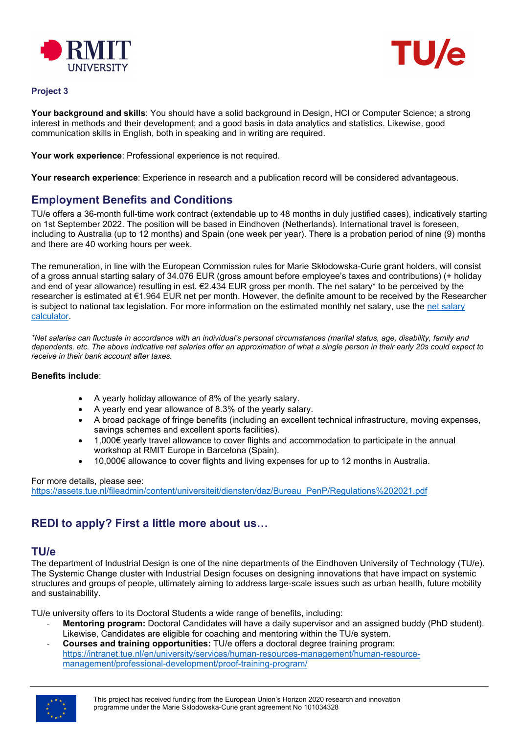**Project 3**

**Your background and skills**: You should have a solid background in Design, HCI or Computer Science; a strong interest in methods and their development; and a good basis in data analytics and statistics. Likewise, good communication skills in English, both in speaking and in writing are required.

**Your work experience**: Professional experience is not required.

**Your research experience**: Experience in research and a publication record will be considered advantageous.

## Employment Benefits and Conditions

TU/e offers a 36-month full-time work contract (extendable up to 48 months in duly justified cases), indicatively starting on 1st September 2022. The position will be based in Eindhoven (Netherlands). International travel is foreseen, including to Australia (up to 12 months) and Spain (one week per year). There is a probation period of nine (9) months and there are 40 working hours per week.

The remuneration, in line with the European Commission rules for Marie Skłodowska-Curie grant holders, will consist of a gross annual starting salary of 34.076 EUR (gross amount before employee's taxes and contributions) (+ holiday and end of year allowance) resulting in est. €2.434 EUR gross per month. The net salary* to be perceived by the researcher is estimated at €1.964 EUR net per month. However, the definite amount to be received by the Researcher is subject to national tax legislation. For more information on the estimated monthly net salary, use the net salary calculator.

*\*Net salaries can fluctuate in accordance with an individual's personal circumstances (marital status, age, disability, family and dependents, etc. The above indicative net salaries offer an approximation of what a single person in their early 20s could expect to receive in their bank account after taxes.*

**Benefits include**:

- A yearly holiday allowance of 8% of the yearly salary.
- A yearly end year allowance of 8.3% of the yearly salary.
- A broad package of fringe benefits (including an excellent technical infrastructure, moving expenses, savings schemes and excellent sports facilities).
- 1,000€ yearly travel allowance to cover flights and accommodation to participate in the annual workshop at RMIT Europe in Barcelona (Spain).
- 10,000€ allowance to cover flights and living expenses for up to 12 months in Australia.

For more details, please see:
https://assets.tue.nl/fileadmin/content/universiteit/diensten/daz/Bureau_PenP/Regulations%202021.pdf

## REDI to apply? First a little more about us…

## TU/e

The department of Industrial Design is one of the nine departments of the Eindhoven University of Technology (TU/e). The Systemic Change cluster with Industrial Design focuses on designing innovations that have impact on systemic structures and groups of people, ultimately aiming to address large-scale issues such as urban health, future mobility and sustainability.

TU/e university offers to its Doctoral Students a wide range of benefits, including:

- **Mentoring program:** Doctoral Candidates will have a daily supervisor and an assigned buddy (PhD student). Likewise, Candidates are eligible for coaching and mentoring within the TU/e system.
- **Courses and training opportunities:** TU/e offers a doctoral degree training program: https://intranet.tue.nl/en/university/services/human-resources-management/human-resource-management/professional-development/proof-training-program/

This project has received funding from the European Union's Horizon 2020 research and innovation programme under the Marie Skłodowska-Curie grant agreement No 101034328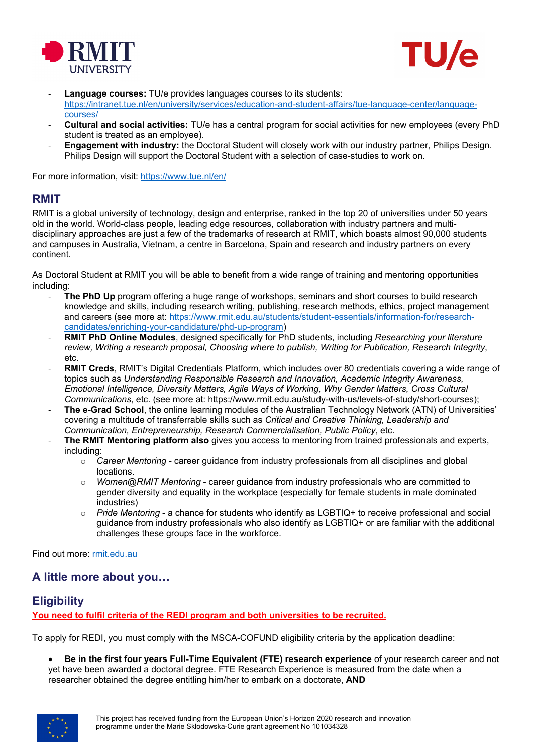- **Language courses:** TU/e provides languages courses to its students: [https://intranet.tue.nl/en/university/services/education-and-student-affairs/tue-language-center/language-courses/](https://intranet.tue.nl/en/university/services/education-and-student-affairs/tue-language-center/language-courses/)
- **Cultural and social activities:** TU/e has a central program for social activities for new employees (every PhD student is treated as an employee).
- **Engagement with industry:** the Doctoral Student will closely work with our industry partner, Philips Design. Philips Design will support the Doctoral Student with a selection of case-studies to work on.

For more information, visit: [https://www.tue.nl/en/](https://www.tue.nl/en/)

## RMIT

RMIT is a global university of technology, design and enterprise, ranked in the top 20 of universities under 50 years old in the world. World-class people, leading edge resources, collaboration with industry partners and multi-disciplinary approaches are just a few of the trademarks of research at RMIT, which boasts almost 90,000 students and campuses in Australia, Vietnam, a centre in Barcelona, Spain and research and industry partners on every continent.

As Doctoral Student at RMIT you will be able to benefit from a wide range of training and mentoring opportunities including:

- **The PhD Up** program offering a huge range of workshops, seminars and short courses to build research knowledge and skills, including research writing, publishing, research methods, ethics, project management and careers (see more at: [https://www.rmit.edu.au/students/student-essentials/information-for/research-candidates/enriching-your-candidature/phd-up-program](https://www.rmit.edu.au/students/student-essentials/information-for/research-candidates/enriching-your-candidature/phd-up-program))
- **RMIT PhD Online Modules**, designed specifically for PhD students, including *Researching your literature review, Writing a research proposal, Choosing where to publish, Writing for Publication, Research Integrity*, etc.
- **RMIT Creds**, RMIT's Digital Credentials Platform, which includes over 80 credentials covering a wide range of topics such as *Understanding Responsible Research and Innovation, Academic Integrity Awareness, Emotional Intelligence, Diversity Matters, Agile Ways of Working, Why Gender Matters, Cross Cultural Communications*, etc. (see more at: https://www.rmit.edu.au/study-with-us/levels-of-study/short-courses);
- **The e-Grad School**, the online learning modules of the Australian Technology Network (ATN) of Universities' covering a multitude of transferrable skills such as *Critical and Creative Thinking, Leadership and Communication, Entrepreneurship, Research Commercialisation, Public Policy*, etc.
- **The RMIT Mentoring platform also** gives you access to mentoring from trained professionals and experts, including:
  - *Career Mentoring* - career guidance from industry professionals from all disciplines and global locations.
  - *Women@RMIT Mentoring* - career guidance from industry professionals who are committed to gender diversity and equality in the workplace (especially for female students in male dominated industries)
  - *Pride Mentoring* - a chance for students who identify as LGBTIQ+ to receive professional and social guidance from industry professionals who also identify as LGBTIQ+ or are familiar with the additional challenges these groups face in the workforce.

Find out more: [rmit.edu.au](rmit.edu.au)

## A little more about you…

## Eligibility

**You need to fulfil criteria of the REDI program and both universities to be recruited.**

To apply for REDI, you must comply with the MSCA-COFUND eligibility criteria by the application deadline:

- **Be in the first four years Full-Time Equivalent (FTE) research experience** of your research career and not yet have been awarded a doctoral degree. FTE Research Experience is measured from the date when a researcher obtained the degree entitling him/her to embark on a doctorate, **AND**

This project has received funding from the European Union's Horizon 2020 research and innovation programme under the Marie Skłodowska-Curie grant agreement No 101034328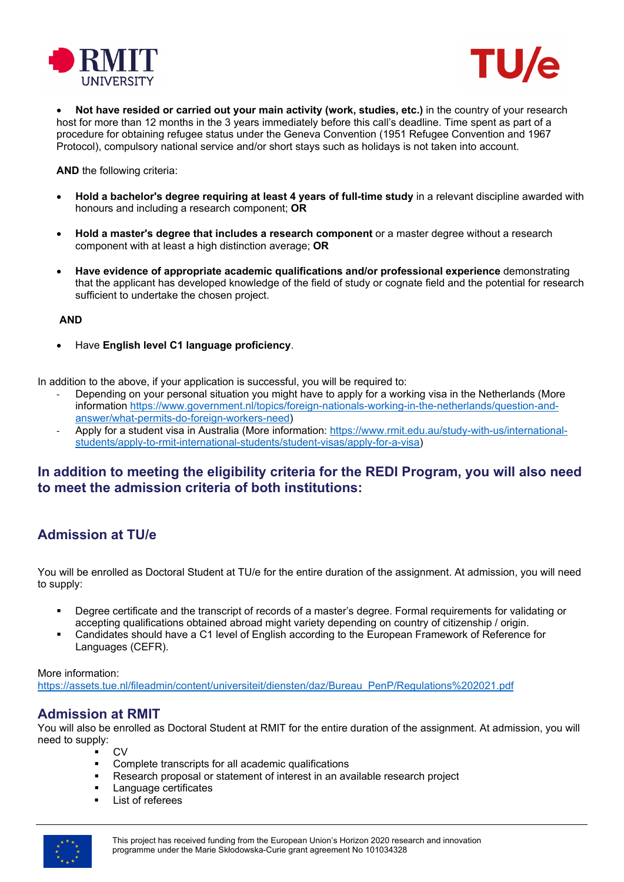- **Not have resided or carried out your main activity (work, studies, etc.)** in the country of your research host for more than 12 months in the 3 years immediately before this call's deadline. Time spent as part of a procedure for obtaining refugee status under the Geneva Convention (1951 Refugee Convention and 1967 Protocol), compulsory national service and/or short stays such as holidays is not taken into account.

**AND** the following criteria:

- **Hold a bachelor's degree requiring at least 4 years of full-time study** in a relevant discipline awarded with honours and including a research component; **OR**
- **Hold a master's degree that includes a research component** or a master degree without a research component with at least a high distinction average; **OR**
- **Have evidence of appropriate academic qualifications and/or professional experience** demonstrating that the applicant has developed knowledge of the field of study or cognate field and the potential for research sufficient to undertake the chosen project.

**AND**

- Have **English level C1 language proficiency**.

In addition to the above, if your application is successful, you will be required to:

- Depending on your personal situation you might have to apply for a working visa in the Netherlands (More information https://www.government.nl/topics/foreign-nationals-working-in-the-netherlands/question-and-answer/what-permits-do-foreign-workers-need)
- Apply for a student visa in Australia (More information: https://www.rmit.edu.au/study-with-us/international-students/apply-to-rmit-international-students/student-visas/apply-for-a-visa)

## In addition to meeting the eligibility criteria for the REDI Program, you will also need to meet the admission criteria of both institutions:

## Admission at TU/e

You will be enrolled as Doctoral Student at TU/e for the entire duration of the assignment. At admission, you will need to supply:

- Degree certificate and the transcript of records of a master's degree. Formal requirements for validating or accepting qualifications obtained abroad might variety depending on country of citizenship / origin.
- Candidates should have a C1 level of English according to the European Framework of Reference for Languages (CEFR).

More information:
https://assets.tue.nl/fileadmin/content/universiteit/diensten/daz/Bureau_PenP/Regulations%202021.pdf

## Admission at RMIT

You will also be enrolled as Doctoral Student at RMIT for the entire duration of the assignment. At admission, you will need to supply:

- CV
- Complete transcripts for all academic qualifications
- Research proposal or statement of interest in an available research project
- Language certificates
- List of referees

This project has received funding from the European Union's Horizon 2020 research and innovation programme under the Marie Skłodowska-Curie grant agreement No 101034328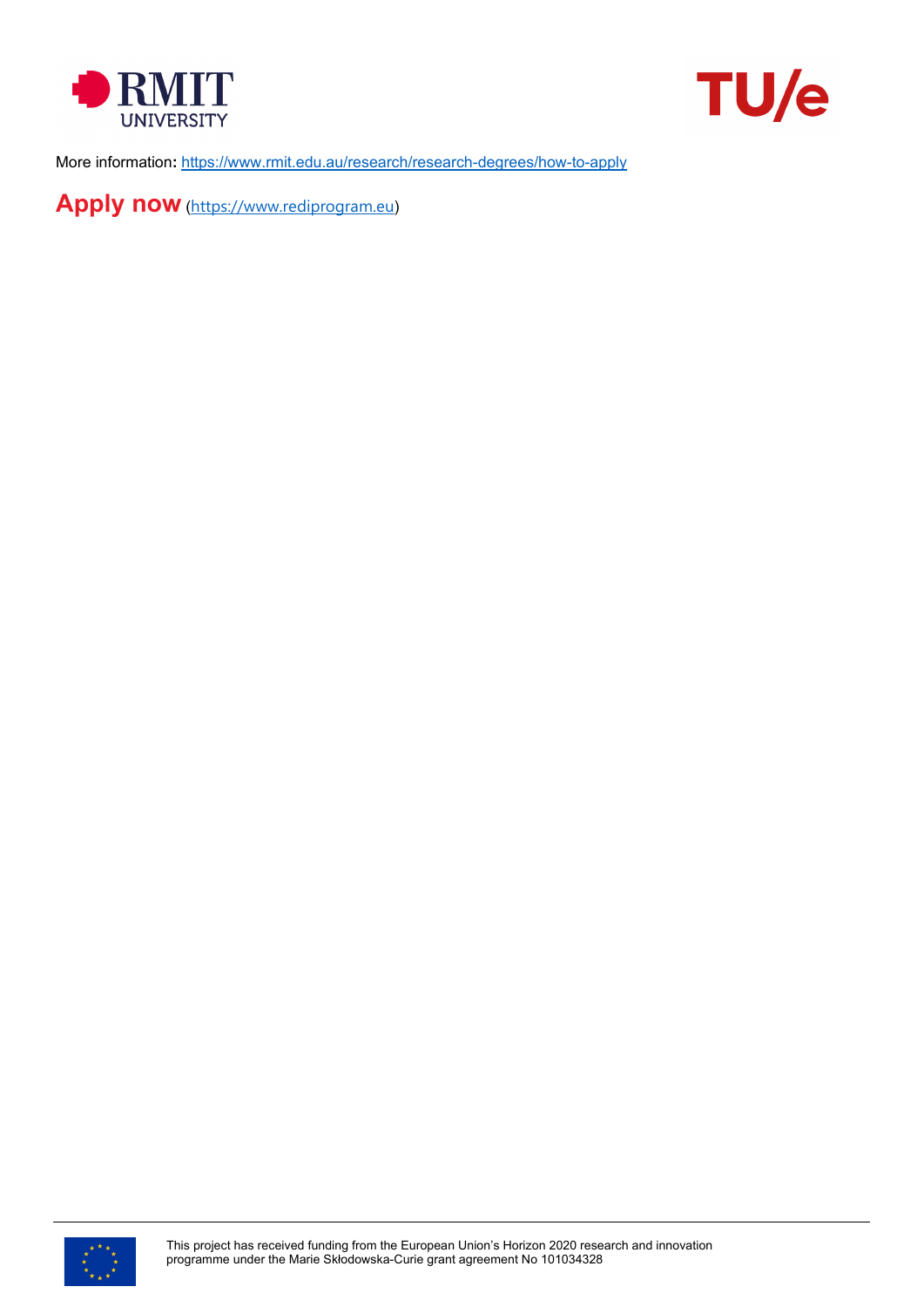More information: https://www.rmit.edu.au/research/research-degrees/how-to-apply

**Apply now** (https://www.rediprogram.eu)

This project has received funding from the European Union's Horizon 2020 research and innovation programme under the Marie Skłodowska-Curie grant agreement No 101034328